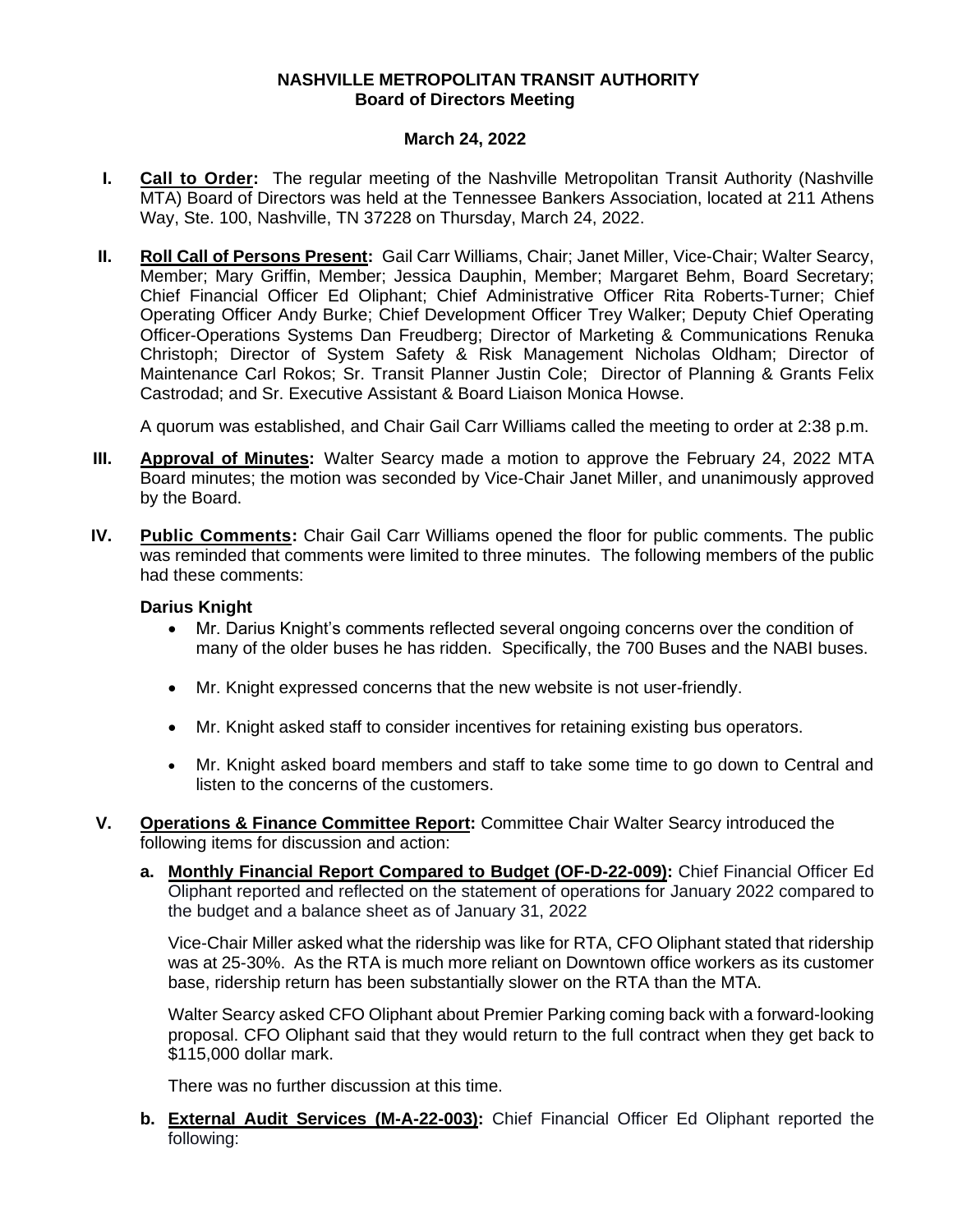**NASHVILLE METROPOLITAN TRANSIT AUTHORITY**
**Board of Directors Meeting**

**March 24, 2022**

**I. Call to Order:** The regular meeting of the Nashville Metropolitan Transit Authority (Nashville MTA) Board of Directors was held at the Tennessee Bankers Association, located at 211 Athens Way, Ste. 100, Nashville, TN 37228 on Thursday, March 24, 2022.

**II. Roll Call of Persons Present:** Gail Carr Williams, Chair; Janet Miller, Vice-Chair; Walter Searcy, Member; Mary Griffin, Member; Jessica Dauphin, Member; Margaret Behm, Board Secretary; Chief Financial Officer Ed Oliphant; Chief Administrative Officer Rita Roberts-Turner; Chief Operating Officer Andy Burke; Chief Development Officer Trey Walker; Deputy Chief Operating Officer-Operations Systems Dan Freudberg; Director of Marketing & Communications Renuka Christoph; Director of System Safety & Risk Management Nicholas Oldham; Director of Maintenance Carl Rokos; Sr. Transit Planner Justin Cole; Director of Planning & Grants Felix Castrodad; and Sr. Executive Assistant & Board Liaison Monica Howse.

A quorum was established, and Chair Gail Carr Williams called the meeting to order at 2:38 p.m.

**III. Approval of Minutes:** Walter Searcy made a motion to approve the February 24, 2022 MTA Board minutes; the motion was seconded by Vice-Chair Janet Miller, and unanimously approved by the Board.

**IV. Public Comments:** Chair Gail Carr Williams opened the floor for public comments. The public was reminded that comments were limited to three minutes. The following members of the public had these comments:

**Darius Knight**

- Mr. Darius Knight's comments reflected several ongoing concerns over the condition of many of the older buses he has ridden. Specifically, the 700 Buses and the NABI buses.
- Mr. Knight expressed concerns that the new website is not user-friendly.
- Mr. Knight asked staff to consider incentives for retaining existing bus operators.
- Mr. Knight asked board members and staff to take some time to go down to Central and listen to the concerns of the customers.

**V. Operations & Finance Committee Report:** Committee Chair Walter Searcy introduced the following items for discussion and action:

**a. Monthly Financial Report Compared to Budget (OF-D-22-009):** Chief Financial Officer Ed Oliphant reported and reflected on the statement of operations for January 2022 compared to the budget and a balance sheet as of January 31, 2022

Vice-Chair Miller asked what the ridership was like for RTA, CFO Oliphant stated that ridership was at 25-30%. As the RTA is much more reliant on Downtown office workers as its customer base, ridership return has been substantially slower on the RTA than the MTA.

Walter Searcy asked CFO Oliphant about Premier Parking coming back with a forward-looking proposal. CFO Oliphant said that they would return to the full contract when they get back to $115,000 dollar mark.

There was no further discussion at this time.

**b. External Audit Services (M-A-22-003):** Chief Financial Officer Ed Oliphant reported the following: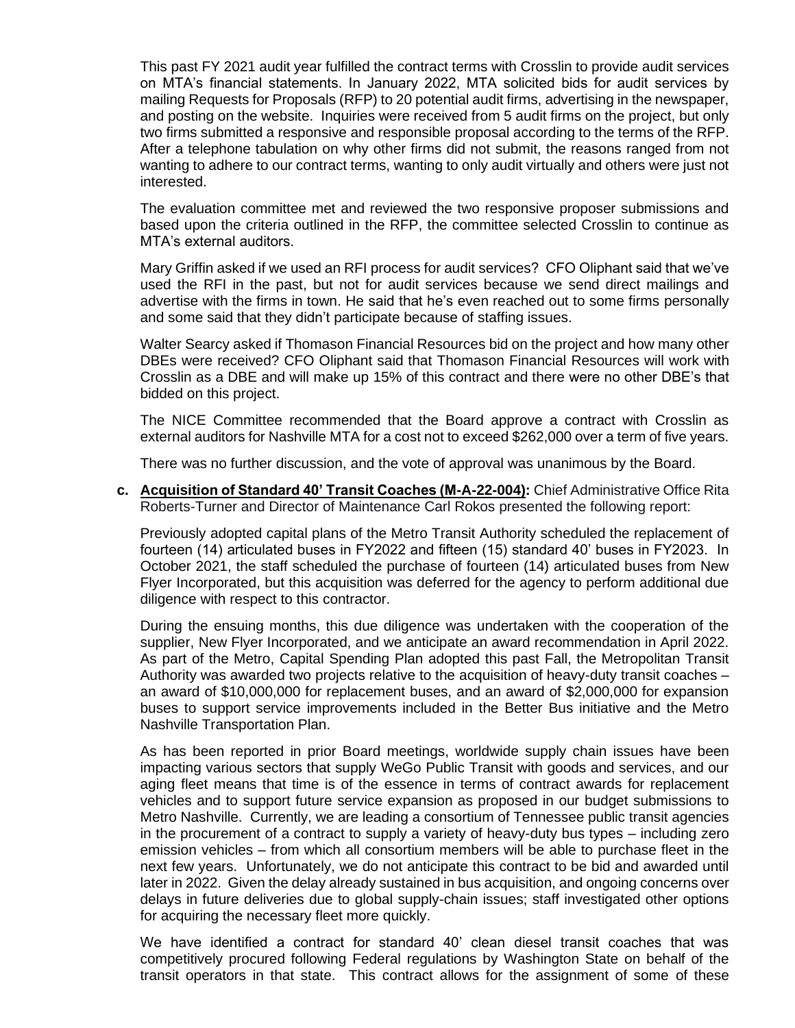This past FY 2021 audit year fulfilled the contract terms with Crosslin to provide audit services on MTA's financial statements. In January 2022, MTA solicited bids for audit services by mailing Requests for Proposals (RFP) to 20 potential audit firms, advertising in the newspaper, and posting on the website. Inquiries were received from 5 audit firms on the project, but only two firms submitted a responsive and responsible proposal according to the terms of the RFP. After a telephone tabulation on why other firms did not submit, the reasons ranged from not wanting to adhere to our contract terms, wanting to only audit virtually and others were just not interested.

The evaluation committee met and reviewed the two responsive proposer submissions and based upon the criteria outlined in the RFP, the committee selected Crosslin to continue as MTA's external auditors.

Mary Griffin asked if we used an RFI process for audit services? CFO Oliphant said that we've used the RFI in the past, but not for audit services because we send direct mailings and advertise with the firms in town. He said that he's even reached out to some firms personally and some said that they didn't participate because of staffing issues.

Walter Searcy asked if Thomason Financial Resources bid on the project and how many other DBEs were received? CFO Oliphant said that Thomason Financial Resources will work with Crosslin as a DBE and will make up 15% of this contract and there were no other DBE's that bidded on this project.

The NICE Committee recommended that the Board approve a contract with Crosslin as external auditors for Nashville MTA for a cost not to exceed $262,000 over a term of five years.

There was no further discussion, and the vote of approval was unanimous by the Board.

**c. Acquisition of Standard 40' Transit Coaches (M-A-22-004):** Chief Administrative Office Rita Roberts-Turner and Director of Maintenance Carl Rokos presented the following report:

Previously adopted capital plans of the Metro Transit Authority scheduled the replacement of fourteen (14) articulated buses in FY2022 and fifteen (15) standard 40' buses in FY2023. In October 2021, the staff scheduled the purchase of fourteen (14) articulated buses from New Flyer Incorporated, but this acquisition was deferred for the agency to perform additional due diligence with respect to this contractor.

During the ensuing months, this due diligence was undertaken with the cooperation of the supplier, New Flyer Incorporated, and we anticipate an award recommendation in April 2022. As part of the Metro, Capital Spending Plan adopted this past Fall, the Metropolitan Transit Authority was awarded two projects relative to the acquisition of heavy-duty transit coaches – an award of $10,000,000 for replacement buses, and an award of $2,000,000 for expansion buses to support service improvements included in the Better Bus initiative and the Metro Nashville Transportation Plan.

As has been reported in prior Board meetings, worldwide supply chain issues have been impacting various sectors that supply WeGo Public Transit with goods and services, and our aging fleet means that time is of the essence in terms of contract awards for replacement vehicles and to support future service expansion as proposed in our budget submissions to Metro Nashville. Currently, we are leading a consortium of Tennessee public transit agencies in the procurement of a contract to supply a variety of heavy-duty bus types – including zero emission vehicles – from which all consortium members will be able to purchase fleet in the next few years. Unfortunately, we do not anticipate this contract to be bid and awarded until later in 2022. Given the delay already sustained in bus acquisition, and ongoing concerns over delays in future deliveries due to global supply-chain issues; staff investigated other options for acquiring the necessary fleet more quickly.

We have identified a contract for standard 40' clean diesel transit coaches that was competitively procured following Federal regulations by Washington State on behalf of the transit operators in that state. This contract allows for the assignment of some of these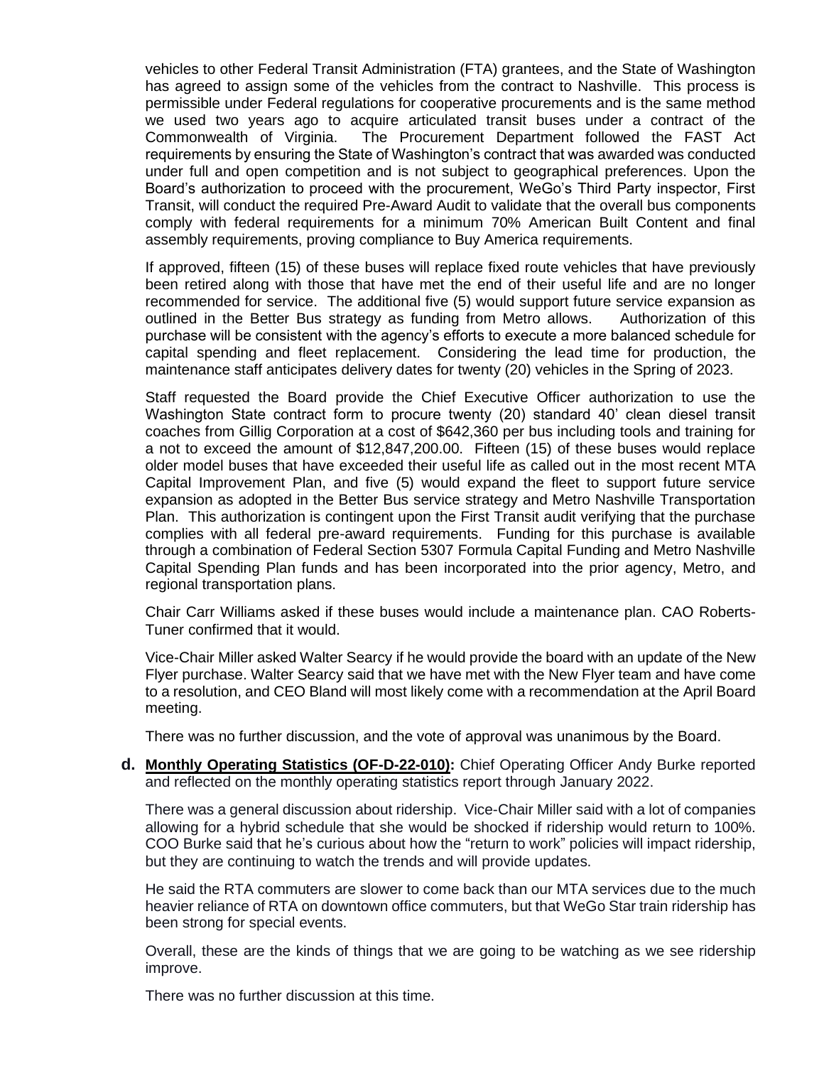vehicles to other Federal Transit Administration (FTA) grantees, and the State of Washington has agreed to assign some of the vehicles from the contract to Nashville. This process is permissible under Federal regulations for cooperative procurements and is the same method we used two years ago to acquire articulated transit buses under a contract of the Commonwealth of Virginia. The Procurement Department followed the FAST Act requirements by ensuring the State of Washington's contract that was awarded was conducted under full and open competition and is not subject to geographical preferences. Upon the Board's authorization to proceed with the procurement, WeGo's Third Party inspector, First Transit, will conduct the required Pre-Award Audit to validate that the overall bus components comply with federal requirements for a minimum 70% American Built Content and final assembly requirements, proving compliance to Buy America requirements.

If approved, fifteen (15) of these buses will replace fixed route vehicles that have previously been retired along with those that have met the end of their useful life and are no longer recommended for service. The additional five (5) would support future service expansion as outlined in the Better Bus strategy as funding from Metro allows. Authorization of this purchase will be consistent with the agency's efforts to execute a more balanced schedule for capital spending and fleet replacement. Considering the lead time for production, the maintenance staff anticipates delivery dates for twenty (20) vehicles in the Spring of 2023.

Staff requested the Board provide the Chief Executive Officer authorization to use the Washington State contract form to procure twenty (20) standard 40' clean diesel transit coaches from Gillig Corporation at a cost of $642,360 per bus including tools and training for a not to exceed the amount of $12,847,200.00. Fifteen (15) of these buses would replace older model buses that have exceeded their useful life as called out in the most recent MTA Capital Improvement Plan, and five (5) would expand the fleet to support future service expansion as adopted in the Better Bus service strategy and Metro Nashville Transportation Plan. This authorization is contingent upon the First Transit audit verifying that the purchase complies with all federal pre-award requirements. Funding for this purchase is available through a combination of Federal Section 5307 Formula Capital Funding and Metro Nashville Capital Spending Plan funds and has been incorporated into the prior agency, Metro, and regional transportation plans.

Chair Carr Williams asked if these buses would include a maintenance plan. CAO Roberts-Tuner confirmed that it would.

Vice-Chair Miller asked Walter Searcy if he would provide the board with an update of the New Flyer purchase. Walter Searcy said that we have met with the New Flyer team and have come to a resolution, and CEO Bland will most likely come with a recommendation at the April Board meeting.

There was no further discussion, and the vote of approval was unanimous by the Board.

**d.** **Monthly Operating Statistics (OF-D-22-010):** Chief Operating Officer Andy Burke reported and reflected on the monthly operating statistics report through January 2022.

There was a general discussion about ridership. Vice-Chair Miller said with a lot of companies allowing for a hybrid schedule that she would be shocked if ridership would return to 100%. COO Burke said that he's curious about how the "return to work" policies will impact ridership, but they are continuing to watch the trends and will provide updates.

He said the RTA commuters are slower to come back than our MTA services due to the much heavier reliance of RTA on downtown office commuters, but that WeGo Star train ridership has been strong for special events.

Overall, these are the kinds of things that we are going to be watching as we see ridership improve.

There was no further discussion at this time.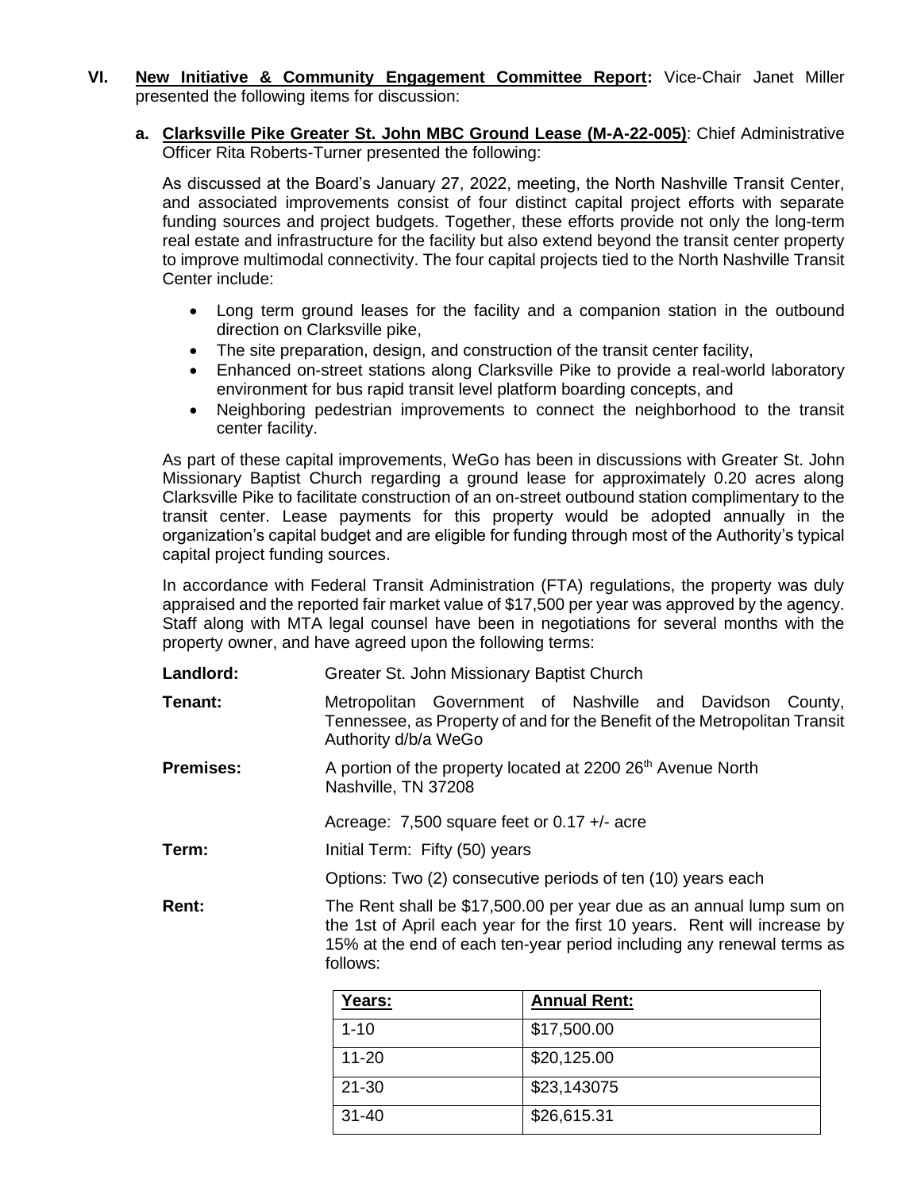**VI. <u>New Initiative & Community Engagement Committee Report</u>:** Vice-Chair Janet Miller presented the following items for discussion:

**a. <u>Clarksville Pike Greater St. John MBC Ground Lease (M-A-22-005)</u>**: Chief Administrative Officer Rita Roberts-Turner presented the following:

As discussed at the Board's January 27, 2022, meeting, the North Nashville Transit Center, and associated improvements consist of four distinct capital project efforts with separate funding sources and project budgets. Together, these efforts provide not only the long-term real estate and infrastructure for the facility but also extend beyond the transit center property to improve multimodal connectivity. The four capital projects tied to the North Nashville Transit Center include:

- Long term ground leases for the facility and a companion station in the outbound direction on Clarksville pike,
- The site preparation, design, and construction of the transit center facility,
- Enhanced on-street stations along Clarksville Pike to provide a real-world laboratory environment for bus rapid transit level platform boarding concepts, and
- Neighboring pedestrian improvements to connect the neighborhood to the transit center facility.

As part of these capital improvements, WeGo has been in discussions with Greater St. John Missionary Baptist Church regarding a ground lease for approximately 0.20 acres along Clarksville Pike to facilitate construction of an on-street outbound station complimentary to the transit center. Lease payments for this property would be adopted annually in the organization's capital budget and are eligible for funding through most of the Authority's typical capital project funding sources.

In accordance with Federal Transit Administration (FTA) regulations, the property was duly appraised and the reported fair market value of $17,500 per year was approved by the agency. Staff along with MTA legal counsel have been in negotiations for several months with the property owner, and have agreed upon the following terms:

**Landlord:** Greater St. John Missionary Baptist Church

**Tenant:** Metropolitan Government of Nashville and Davidson County, Tennessee, as Property of and for the Benefit of the Metropolitan Transit Authority d/b/a WeGo

**Premises:** A portion of the property located at 2200 26th Avenue North Nashville, TN 37208

Acreage: 7,500 square feet or 0.17 +/- acre

**Term:** Initial Term: Fifty (50) years

Options: Two (2) consecutive periods of ten (10) years each

**Rent:** The Rent shall be $17,500.00 per year due as an annual lump sum on the 1st of April each year for the first 10 years. Rent will increase by 15% at the end of each ten-year period including any renewal terms as follows:

| Years: | Annual Rent: |
|---|---|
| 1-10 | $17,500.00 |
| 11-20 | $20,125.00 |
| 21-30 | $23,143075 |
| 31-40 | $26,615.31 |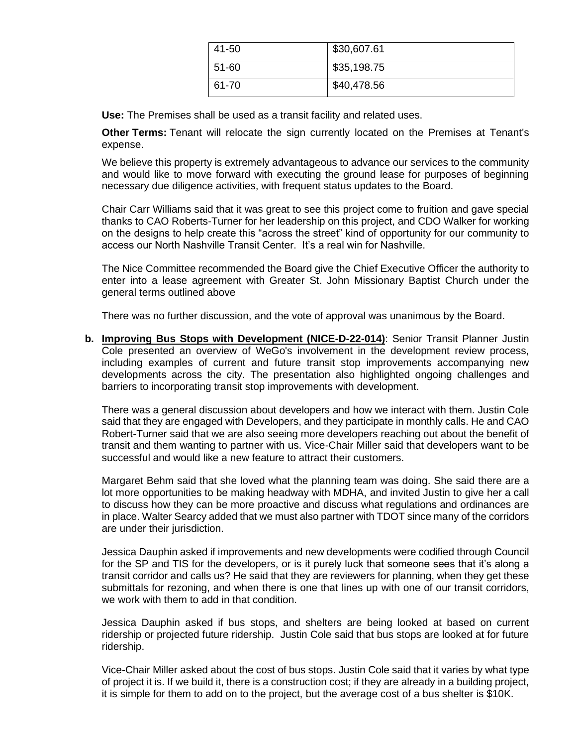| 41-50 | $30,607.61 |
|---|---|
| 51-60 | $35,198.75 |
| 61-70 | $40,478.56 |

**Use:** The Premises shall be used as a transit facility and related uses.

**Other Terms:** Tenant will relocate the sign currently located on the Premises at Tenant's expense.

We believe this property is extremely advantageous to advance our services to the community and would like to move forward with executing the ground lease for purposes of beginning necessary due diligence activities, with frequent status updates to the Board.

Chair Carr Williams said that it was great to see this project come to fruition and gave special thanks to CAO Roberts-Turner for her leadership on this project, and CDO Walker for working on the designs to help create this "across the street" kind of opportunity for our community to access our North Nashville Transit Center. It's a real win for Nashville.

The Nice Committee recommended the Board give the Chief Executive Officer the authority to enter into a lease agreement with Greater St. John Missionary Baptist Church under the general terms outlined above

There was no further discussion, and the vote of approval was unanimous by the Board.

**b. Improving Bus Stops with Development (NICE-D-22-014)**: Senior Transit Planner Justin Cole presented an overview of WeGo's involvement in the development review process, including examples of current and future transit stop improvements accompanying new developments across the city. The presentation also highlighted ongoing challenges and barriers to incorporating transit stop improvements with development.

There was a general discussion about developers and how we interact with them. Justin Cole said that they are engaged with Developers, and they participate in monthly calls. He and CAO Robert-Turner said that we are also seeing more developers reaching out about the benefit of transit and them wanting to partner with us. Vice-Chair Miller said that developers want to be successful and would like a new feature to attract their customers.

Margaret Behm said that she loved what the planning team was doing. She said there are a lot more opportunities to be making headway with MDHA, and invited Justin to give her a call to discuss how they can be more proactive and discuss what regulations and ordinances are in place. Walter Searcy added that we must also partner with TDOT since many of the corridors are under their jurisdiction.

Jessica Dauphin asked if improvements and new developments were codified through Council for the SP and TIS for the developers, or is it purely luck that someone sees that it's along a transit corridor and calls us? He said that they are reviewers for planning, when they get these submittals for rezoning, and when there is one that lines up with one of our transit corridors, we work with them to add in that condition.

Jessica Dauphin asked if bus stops, and shelters are being looked at based on current ridership or projected future ridership. Justin Cole said that bus stops are looked at for future ridership.

Vice-Chair Miller asked about the cost of bus stops. Justin Cole said that it varies by what type of project it is. If we build it, there is a construction cost; if they are already in a building project, it is simple for them to add on to the project, but the average cost of a bus shelter is $10K.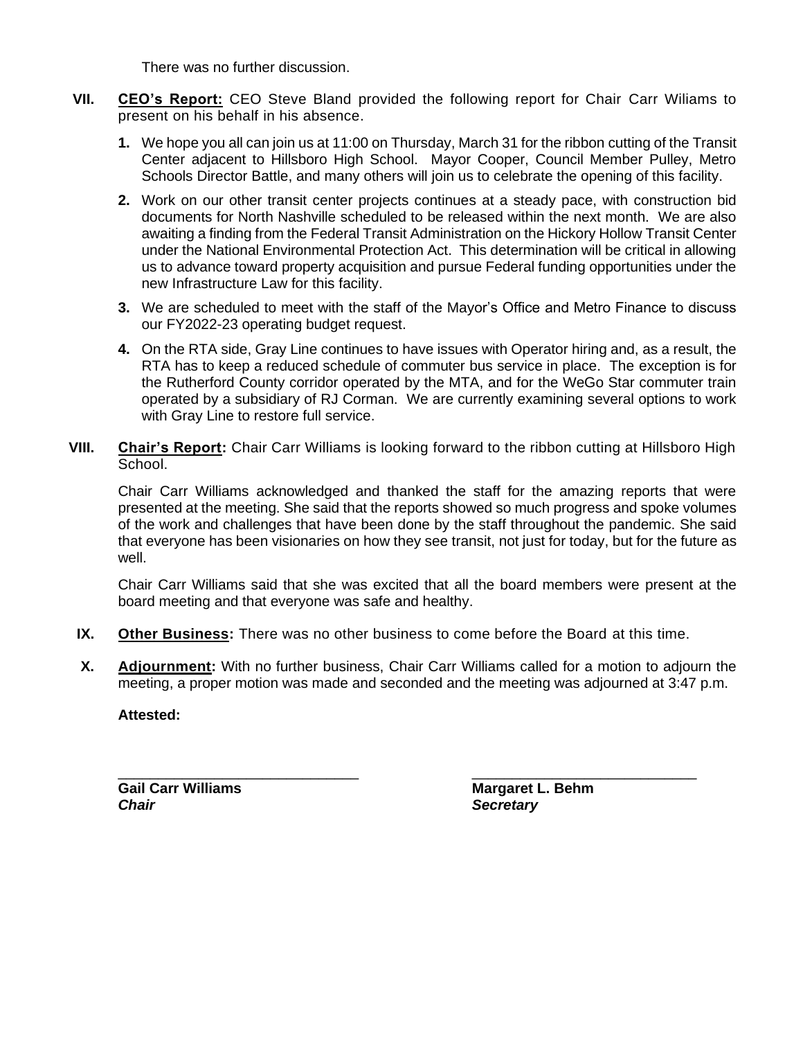There was no further discussion.

**VII.** **CEO's Report:** CEO Steve Bland provided the following report for Chair Carr Wiliams to present on his behalf in his absence.

1. We hope you all can join us at 11:00 on Thursday, March 31 for the ribbon cutting of the Transit Center adjacent to Hillsboro High School. Mayor Cooper, Council Member Pulley, Metro Schools Director Battle, and many others will join us to celebrate the opening of this facility.
2. Work on our other transit center projects continues at a steady pace, with construction bid documents for North Nashville scheduled to be released within the next month. We are also awaiting a finding from the Federal Transit Administration on the Hickory Hollow Transit Center under the National Environmental Protection Act. This determination will be critical in allowing us to advance toward property acquisition and pursue Federal funding opportunities under the new Infrastructure Law for this facility.
3. We are scheduled to meet with the staff of the Mayor's Office and Metro Finance to discuss our FY2022-23 operating budget request.
4. On the RTA side, Gray Line continues to have issues with Operator hiring and, as a result, the RTA has to keep a reduced schedule of commuter bus service in place. The exception is for the Rutherford County corridor operated by the MTA, and for the WeGo Star commuter train operated by a subsidiary of RJ Corman. We are currently examining several options to work with Gray Line to restore full service.

**VIII.** **Chair's Report:** Chair Carr Williams is looking forward to the ribbon cutting at Hillsboro High School.

Chair Carr Williams acknowledged and thanked the staff for the amazing reports that were presented at the meeting. She said that the reports showed so much progress and spoke volumes of the work and challenges that have been done by the staff throughout the pandemic. She said that everyone has been visionaries on how they see transit, not just for today, but for the future as well.

Chair Carr Williams said that she was excited that all the board members were present at the board meeting and that everyone was safe and healthy.

**IX.** **Other Business:** There was no other business to come before the Board at this time.

**X.** **Adjournment:** With no further business, Chair Carr Williams called for a motion to adjourn the meeting, a proper motion was made and seconded and the meeting was adjourned at 3:47 p.m.

**Attested:**

\_\_\_\_\_\_\_\_\_\_\_\_\_\_\_\_\_\_\_\_\_\_\_\_\_\_\_\_\_\_
**Gail Carr Williams**
***Chair***

\_\_\_\_\_\_\_\_\_\_\_\_\_\_\_\_\_\_\_\_\_\_\_\_\_\_\_\_\_\_
**Margaret L. Behm**
***Secretary***